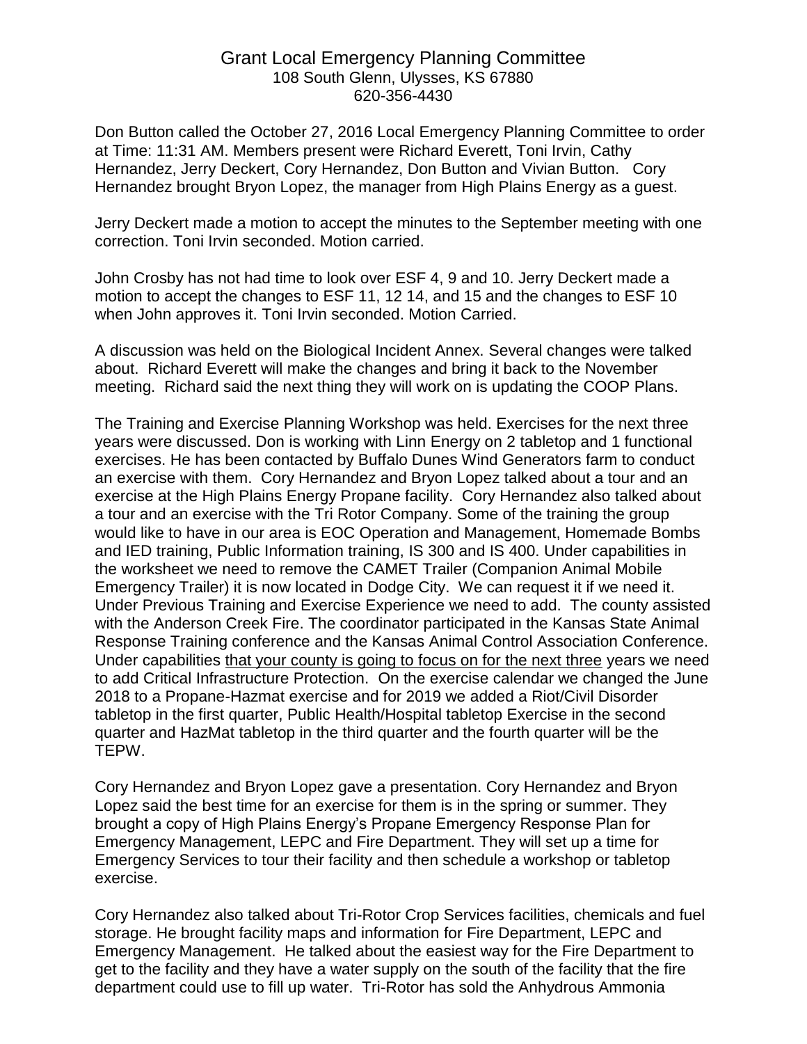# Grant Local Emergency Planning Committee

108 South Glenn, Ulysses, KS 67880
620-356-4430

Don Button called the October 27, 2016 Local Emergency Planning Committee to order at Time: 11:31 AM. Members present were Richard Everett, Toni Irvin, Cathy Hernandez, Jerry Deckert, Cory Hernandez, Don Button and Vivian Button. Cory Hernandez brought Bryon Lopez, the manager from High Plains Energy as a guest.

Jerry Deckert made a motion to accept the minutes to the September meeting with one correction. Toni Irvin seconded. Motion carried.

John Crosby has not had time to look over ESF 4, 9 and 10. Jerry Deckert made a motion to accept the changes to ESF 11, 12 14, and 15 and the changes to ESF 10 when John approves it. Toni Irvin seconded. Motion Carried.

A discussion was held on the Biological Incident Annex. Several changes were talked about. Richard Everett will make the changes and bring it back to the November meeting. Richard said the next thing they will work on is updating the COOP Plans.

The Training and Exercise Planning Workshop was held. Exercises for the next three years were discussed. Don is working with Linn Energy on 2 tabletop and 1 functional exercises. He has been contacted by Buffalo Dunes Wind Generators farm to conduct an exercise with them. Cory Hernandez and Bryon Lopez talked about a tour and an exercise at the High Plains Energy Propane facility. Cory Hernandez also talked about a tour and an exercise with the Tri Rotor Company. Some of the training the group would like to have in our area is EOC Operation and Management, Homemade Bombs and IED training, Public Information training, IS 300 and IS 400. Under capabilities in the worksheet we need to remove the CAMET Trailer (Companion Animal Mobile Emergency Trailer) it is now located in Dodge City. We can request it if we need it. Under Previous Training and Exercise Experience we need to add. The county assisted with the Anderson Creek Fire. The coordinator participated in the Kansas State Animal Response Training conference and the Kansas Animal Control Association Conference. Under capabilities <u>that your county is going to focus on for the next three</u> years we need to add Critical Infrastructure Protection. On the exercise calendar we changed the June 2018 to a Propane-Hazmat exercise and for 2019 we added a Riot/Civil Disorder tabletop in the first quarter, Public Health/Hospital tabletop Exercise in the second quarter and HazMat tabletop in the third quarter and the fourth quarter will be the TEPW.

Cory Hernandez and Bryon Lopez gave a presentation. Cory Hernandez and Bryon Lopez said the best time for an exercise for them is in the spring or summer. They brought a copy of High Plains Energy's Propane Emergency Response Plan for Emergency Management, LEPC and Fire Department. They will set up a time for Emergency Services to tour their facility and then schedule a workshop or tabletop exercise.

Cory Hernandez also talked about Tri-Rotor Crop Services facilities, chemicals and fuel storage. He brought facility maps and information for Fire Department, LEPC and Emergency Management. He talked about the easiest way for the Fire Department to get to the facility and they have a water supply on the south of the facility that the fire department could use to fill up water. Tri-Rotor has sold the Anhydrous Ammonia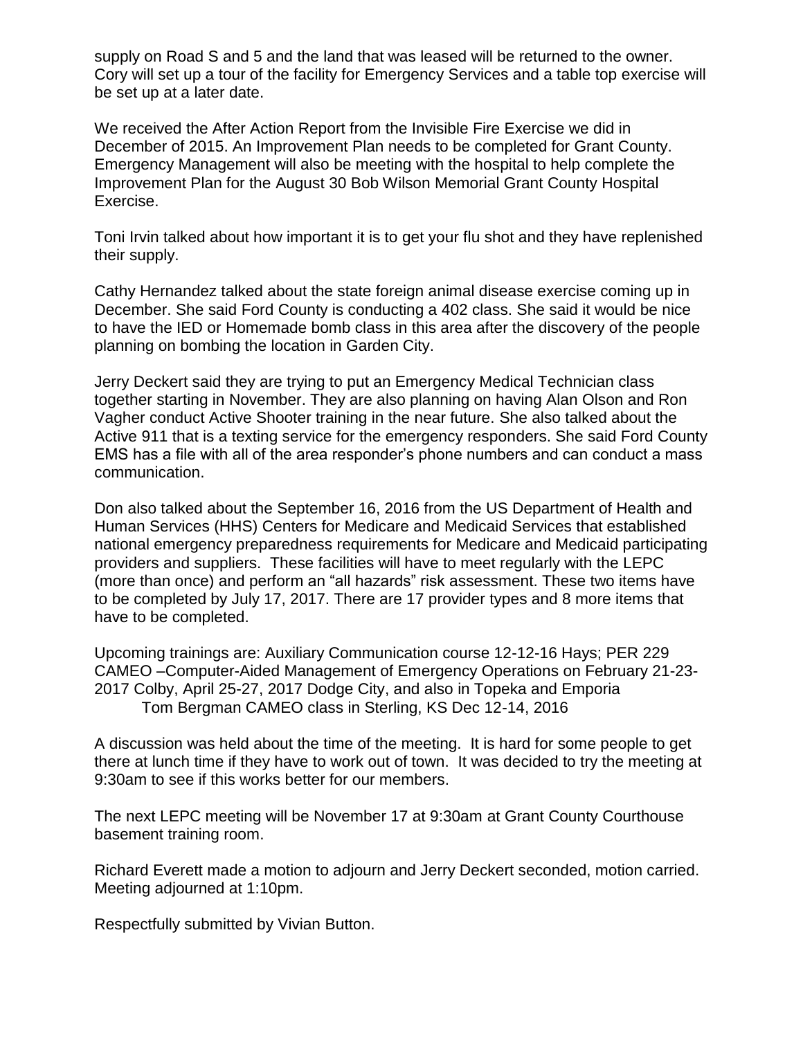supply on Road S and 5 and the land that was leased will be returned to the owner. Cory will set up a tour of the facility for Emergency Services and a table top exercise will be set up at a later date.

We received the After Action Report from the Invisible Fire Exercise we did in December of 2015. An Improvement Plan needs to be completed for Grant County. Emergency Management will also be meeting with the hospital to help complete the Improvement Plan for the August 30 Bob Wilson Memorial Grant County Hospital Exercise.

Toni Irvin talked about how important it is to get your flu shot and they have replenished their supply.

Cathy Hernandez talked about the state foreign animal disease exercise coming up in December. She said Ford County is conducting a 402 class. She said it would be nice to have the IED or Homemade bomb class in this area after the discovery of the people planning on bombing the location in Garden City.

Jerry Deckert said they are trying to put an Emergency Medical Technician class together starting in November. They are also planning on having Alan Olson and Ron Vagher conduct Active Shooter training in the near future. She also talked about the Active 911 that is a texting service for the emergency responders. She said Ford County EMS has a file with all of the area responder's phone numbers and can conduct a mass communication.

Don also talked about the September 16, 2016 from the US Department of Health and Human Services (HHS) Centers for Medicare and Medicaid Services that established national emergency preparedness requirements for Medicare and Medicaid participating providers and suppliers. These facilities will have to meet regularly with the LEPC (more than once) and perform an "all hazards" risk assessment. These two items have to be completed by July 17, 2017. There are 17 provider types and 8 more items that have to be completed.

Upcoming trainings are: Auxiliary Communication course 12-12-16 Hays; PER 229 CAMEO –Computer-Aided Management of Emergency Operations on February 21-23-2017 Colby, April 25-27, 2017 Dodge City, and also in Topeka and Emporia
Tom Bergman CAMEO class in Sterling, KS Dec 12-14, 2016

A discussion was held about the time of the meeting. It is hard for some people to get there at lunch time if they have to work out of town. It was decided to try the meeting at 9:30am to see if this works better for our members.

The next LEPC meeting will be November 17 at 9:30am at Grant County Courthouse basement training room.

Richard Everett made a motion to adjourn and Jerry Deckert seconded, motion carried. Meeting adjourned at 1:10pm.

Respectfully submitted by Vivian Button.